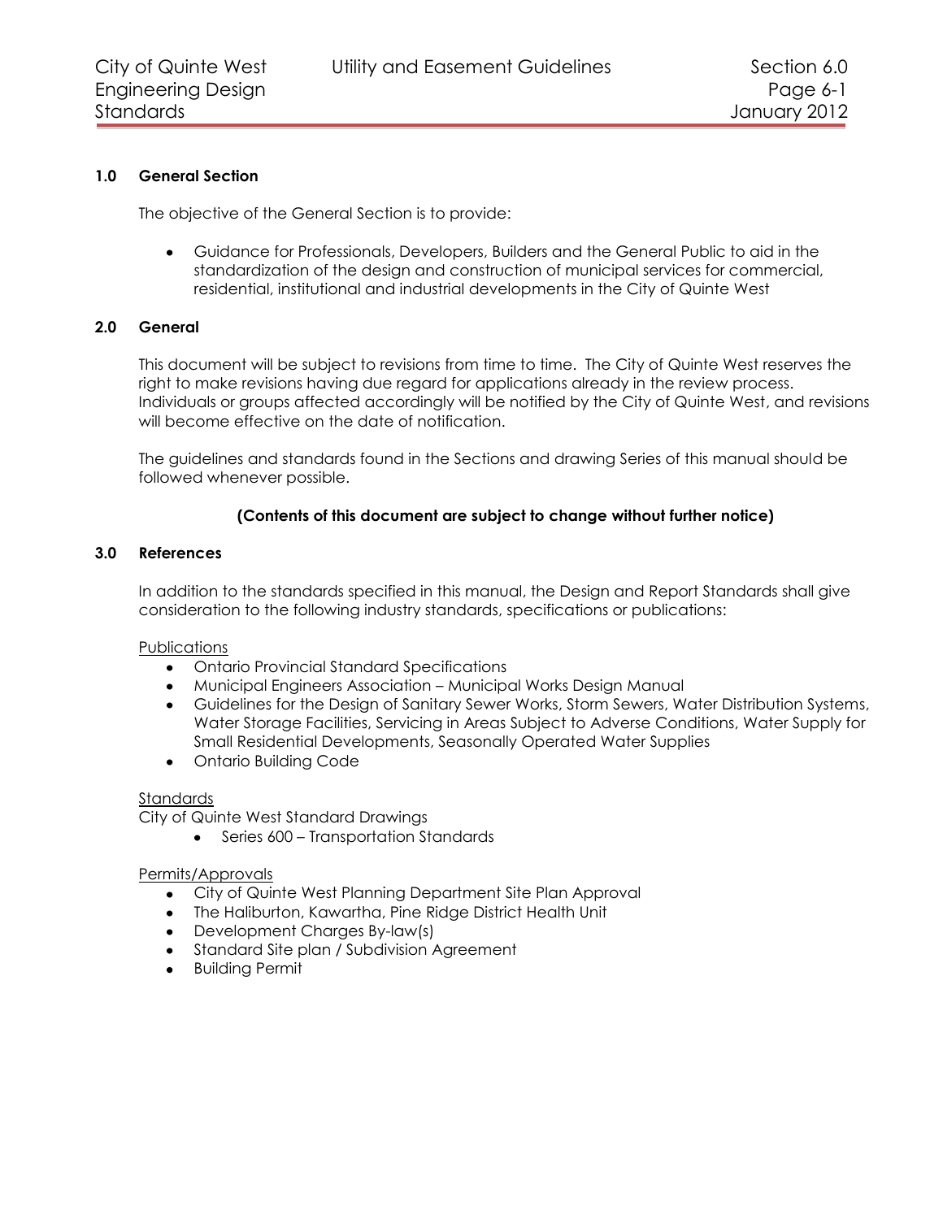## 1.0 General Section

The objective of the General Section is to provide:

- Guidance for Professionals, Developers, Builders and the General Public to aid in the standardization of the design and construction of municipal services for commercial, residential, institutional and industrial developments in the City of Quinte West

## 2.0 General

This document will be subject to revisions from time to time. The City of Quinte West reserves the right to make revisions having due regard for applications already in the review process. Individuals or groups affected accordingly will be notified by the City of Quinte West, and revisions will become effective on the date of notification.

The guidelines and standards found in the Sections and drawing Series of this manual should be followed whenever possible.

**(Contents of this document are subject to change without further notice)**

## 3.0 References

In addition to the standards specified in this manual, the Design and Report Standards shall give consideration to the following industry standards, specifications or publications:

Publications

- Ontario Provincial Standard Specifications
- Municipal Engineers Association – Municipal Works Design Manual
- Guidelines for the Design of Sanitary Sewer Works, Storm Sewers, Water Distribution Systems, Water Storage Facilities, Servicing in Areas Subject to Adverse Conditions, Water Supply for Small Residential Developments, Seasonally Operated Water Supplies
- Ontario Building Code

Standards

City of Quinte West Standard Drawings

- Series 600 – Transportation Standards

Permits/Approvals

- City of Quinte West Planning Department Site Plan Approval
- The Haliburton, Kawartha, Pine Ridge District Health Unit
- Development Charges By-law(s)
- Standard Site plan / Subdivision Agreement
- Building Permit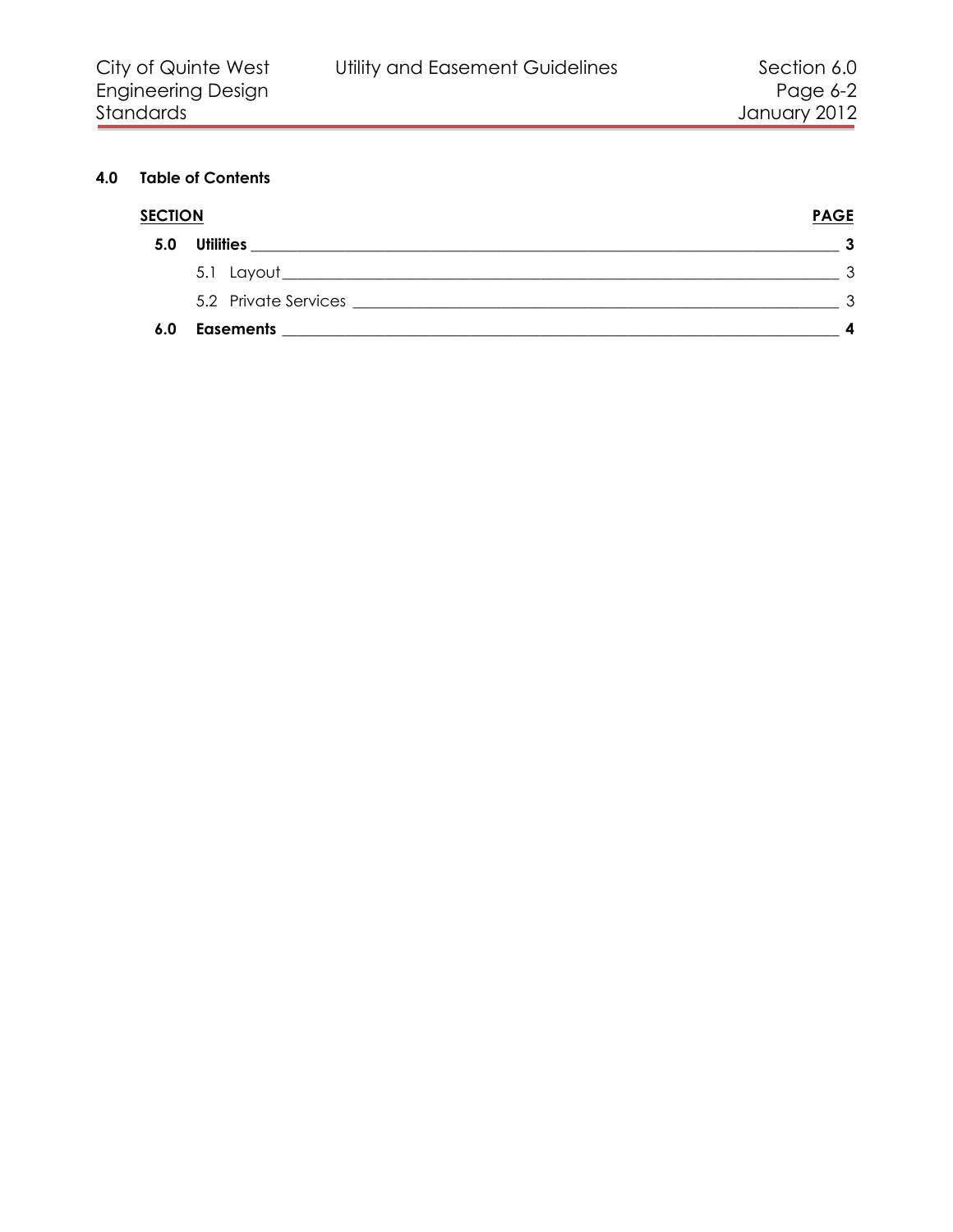## 4.0 Table of Contents

| SECTION | | PAGE |
|---|---|---|
| **5.0** | **Utilities** | **3** |
| | 5.1 Layout | 3 |
| | 5.2 Private Services | 3 |
| **6.0** | **Easements** | **4** |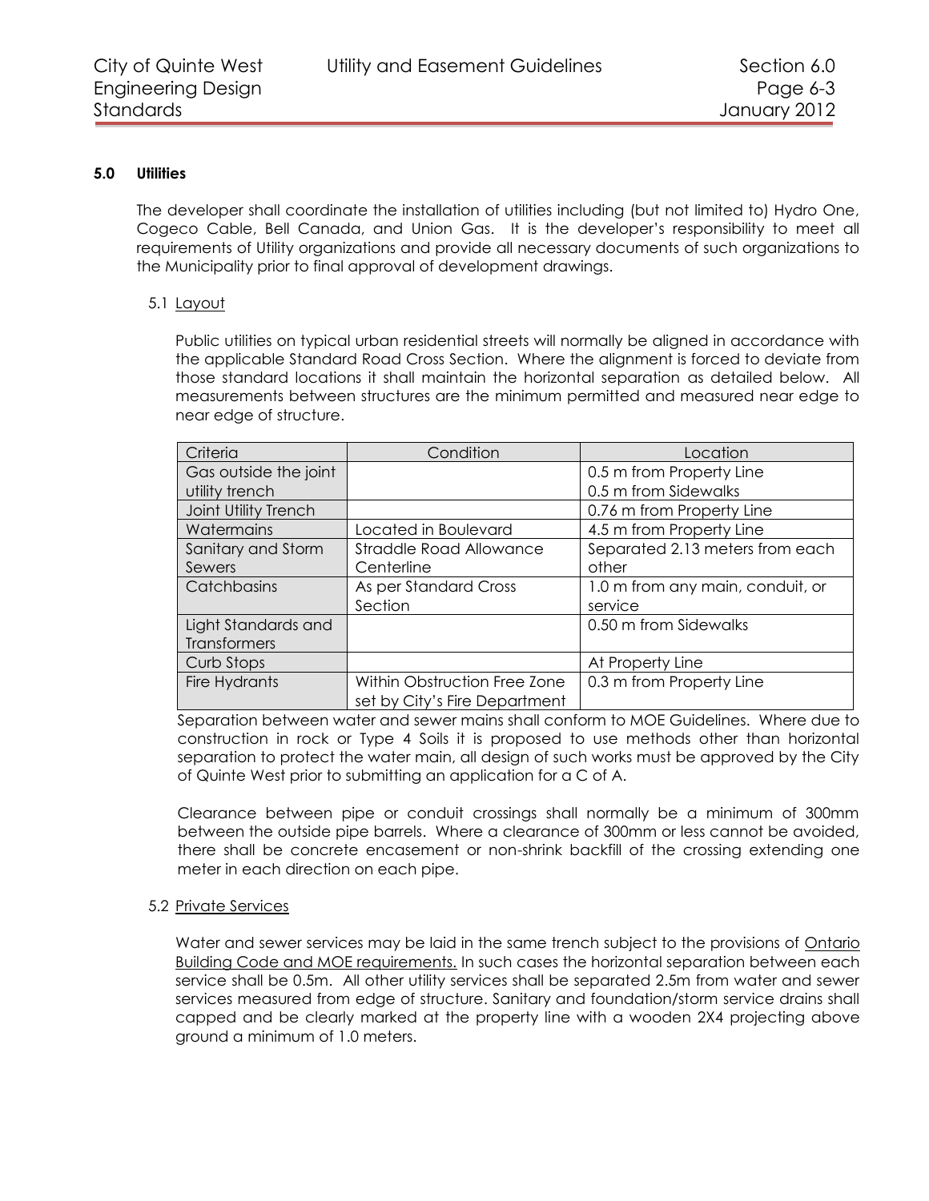## 5.0 Utilities

The developer shall coordinate the installation of utilities including (but not limited to) Hydro One, Cogeco Cable, Bell Canada, and Union Gas. It is the developer's responsibility to meet all requirements of Utility organizations and provide all necessary documents of such organizations to the Municipality prior to final approval of development drawings.

### 5.1 Layout

Public utilities on typical urban residential streets will normally be aligned in accordance with the applicable Standard Road Cross Section. Where the alignment is forced to deviate from those standard locations it shall maintain the horizontal separation as detailed below. All measurements between structures are the minimum permitted and measured near edge to near edge of structure.

| Criteria | Condition | Location |
|---|---|---|
| Gas outside the joint utility trench | | 0.5 m from Property Line<br>0.5 m from Sidewalks |
| Joint Utility Trench | | 0.76 m from Property Line |
| Watermains | Located in Boulevard | 4.5 m from Property Line |
| Sanitary and Storm Sewers | Straddle Road Allowance Centerline | Separated 2.13 meters from each other |
| Catchbasins | As per Standard Cross Section | 1.0 m from any main, conduit, or service |
| Light Standards and Transformers | | 0.50 m from Sidewalks |
| Curb Stops | | At Property Line |
| Fire Hydrants | Within Obstruction Free Zone set by City's Fire Department | 0.3 m from Property Line |

Separation between water and sewer mains shall conform to MOE Guidelines. Where due to construction in rock or Type 4 Soils it is proposed to use methods other than horizontal separation to protect the water main, all design of such works must be approved by the City of Quinte West prior to submitting an application for a C of A.

Clearance between pipe or conduit crossings shall normally be a minimum of 300mm between the outside pipe barrels. Where a clearance of 300mm or less cannot be avoided, there shall be concrete encasement or non-shrink backfill of the crossing extending one meter in each direction on each pipe.

### 5.2 Private Services

Water and sewer services may be laid in the same trench subject to the provisions of Ontario Building Code and MOE requirements. In such cases the horizontal separation between each service shall be 0.5m. All other utility services shall be separated 2.5m from water and sewer services measured from edge of structure. Sanitary and foundation/storm service drains shall capped and be clearly marked at the property line with a wooden 2X4 projecting above ground a minimum of 1.0 meters.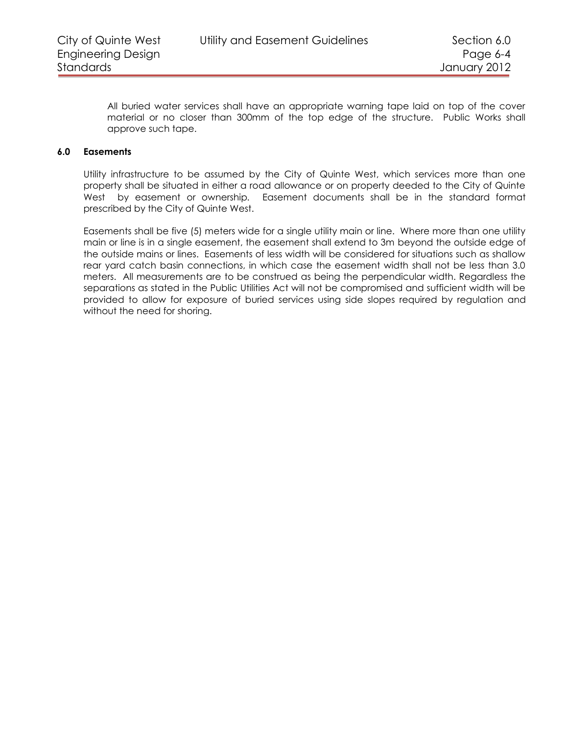All buried water services shall have an appropriate warning tape laid on top of the cover material or no closer than 300mm of the top edge of the structure. Public Works shall approve such tape.

### 6.0 Easements

Utility infrastructure to be assumed by the City of Quinte West, which services more than one property shall be situated in either a road allowance or on property deeded to the City of Quinte West by easement or ownership. Easement documents shall be in the standard format prescribed by the City of Quinte West.

Easements shall be five (5) meters wide for a single utility main or line. Where more than one utility main or line is in a single easement, the easement shall extend to 3m beyond the outside edge of the outside mains or lines. Easements of less width will be considered for situations such as shallow rear yard catch basin connections, in which case the easement width shall not be less than 3.0 meters. All measurements are to be construed as being the perpendicular width. Regardless the separations as stated in the Public Utilities Act will not be compromised and sufficient width will be provided to allow for exposure of buried services using side slopes required by regulation and without the need for shoring.